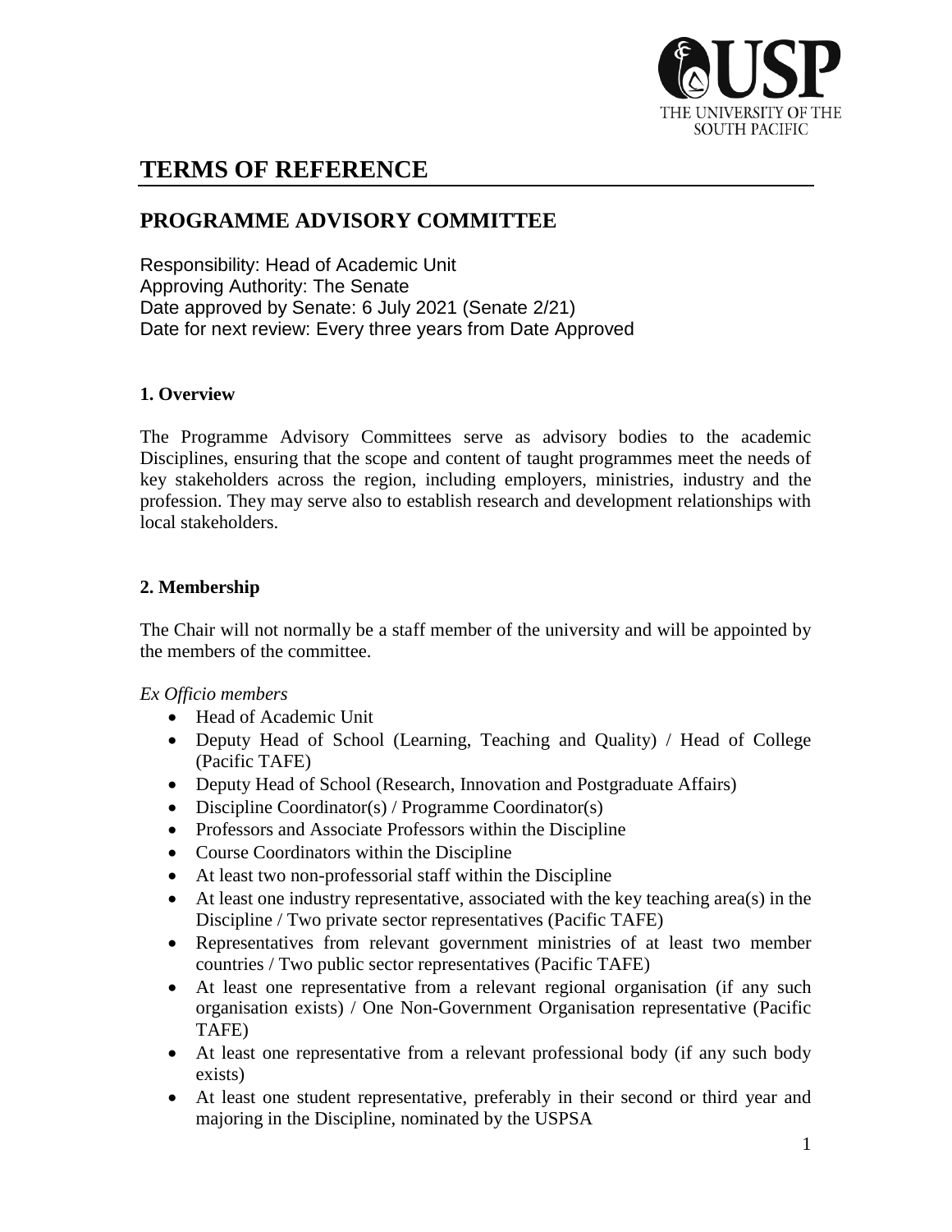# TERMS OF REFERENCE

## PROGRAMME ADVISORY COMMITTEE

Responsibility: Head of Academic Unit
Approving Authority: The Senate
Date approved by Senate: 6 July 2021 (Senate 2/21)
Date for next review: Every three years from Date Approved

### 1. Overview

The Programme Advisory Committees serve as advisory bodies to the academic Disciplines, ensuring that the scope and content of taught programmes meet the needs of key stakeholders across the region, including employers, ministries, industry and the profession. They may serve also to establish research and development relationships with local stakeholders.

### 2. Membership

The Chair will not normally be a staff member of the university and will be appointed by the members of the committee.

*Ex Officio members*

- Head of Academic Unit
- Deputy Head of School (Learning, Teaching and Quality) / Head of College (Pacific TAFE)
- Deputy Head of School (Research, Innovation and Postgraduate Affairs)
- Discipline Coordinator(s) / Programme Coordinator(s)
- Professors and Associate Professors within the Discipline
- Course Coordinators within the Discipline
- At least two non-professorial staff within the Discipline
- At least one industry representative, associated with the key teaching area(s) in the Discipline / Two private sector representatives (Pacific TAFE)
- Representatives from relevant government ministries of at least two member countries / Two public sector representatives (Pacific TAFE)
- At least one representative from a relevant regional organisation (if any such organisation exists) / One Non-Government Organisation representative (Pacific TAFE)
- At least one representative from a relevant professional body (if any such body exists)
- At least one student representative, preferably in their second or third year and majoring in the Discipline, nominated by the USPSA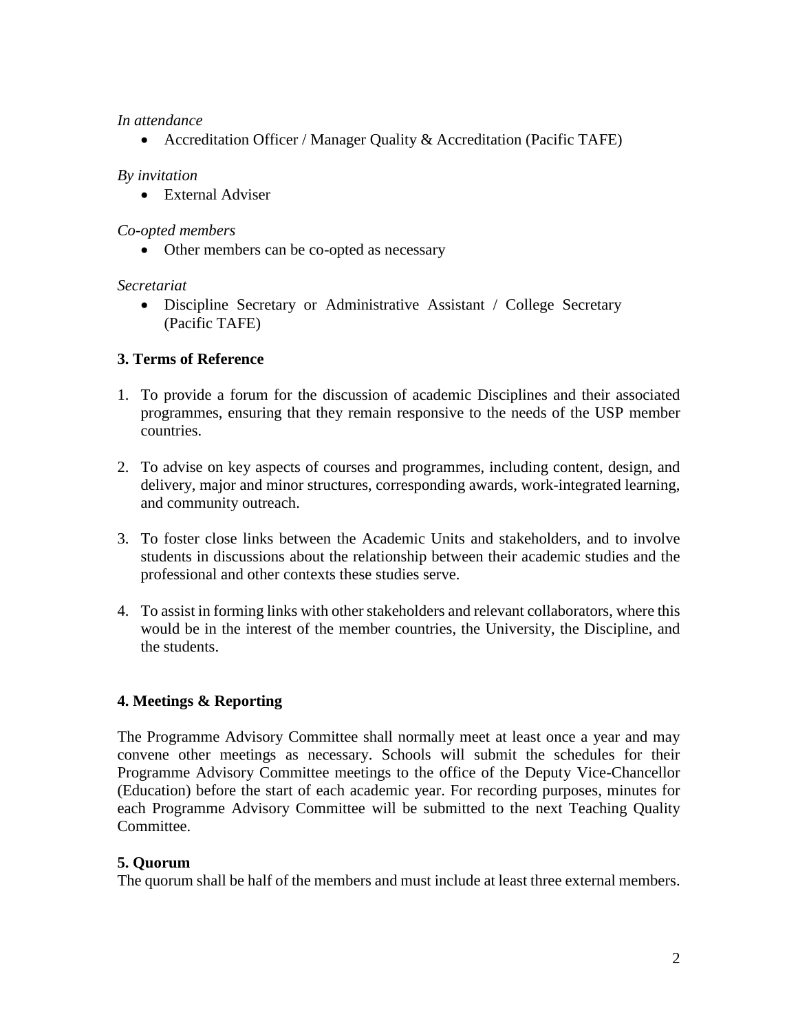*In attendance*

- Accreditation Officer / Manager Quality & Accreditation (Pacific TAFE)

*By invitation*

- External Adviser

*Co-opted members*

- Other members can be co-opted as necessary

*Secretariat*

- Discipline Secretary or Administrative Assistant / College Secretary (Pacific TAFE)

### 3. Terms of Reference

1. To provide a forum for the discussion of academic Disciplines and their associated programmes, ensuring that they remain responsive to the needs of the USP member countries.

2. To advise on key aspects of courses and programmes, including content, design, and delivery, major and minor structures, corresponding awards, work-integrated learning, and community outreach.

3. To foster close links between the Academic Units and stakeholders, and to involve students in discussions about the relationship between their academic studies and the professional and other contexts these studies serve.

4. To assist in forming links with other stakeholders and relevant collaborators, where this would be in the interest of the member countries, the University, the Discipline, and the students.

### 4. Meetings & Reporting

The Programme Advisory Committee shall normally meet at least once a year and may convene other meetings as necessary. Schools will submit the schedules for their Programme Advisory Committee meetings to the office of the Deputy Vice-Chancellor (Education) before the start of each academic year. For recording purposes, minutes for each Programme Advisory Committee will be submitted to the next Teaching Quality Committee.

### 5. Quorum

The quorum shall be half of the members and must include at least three external members.